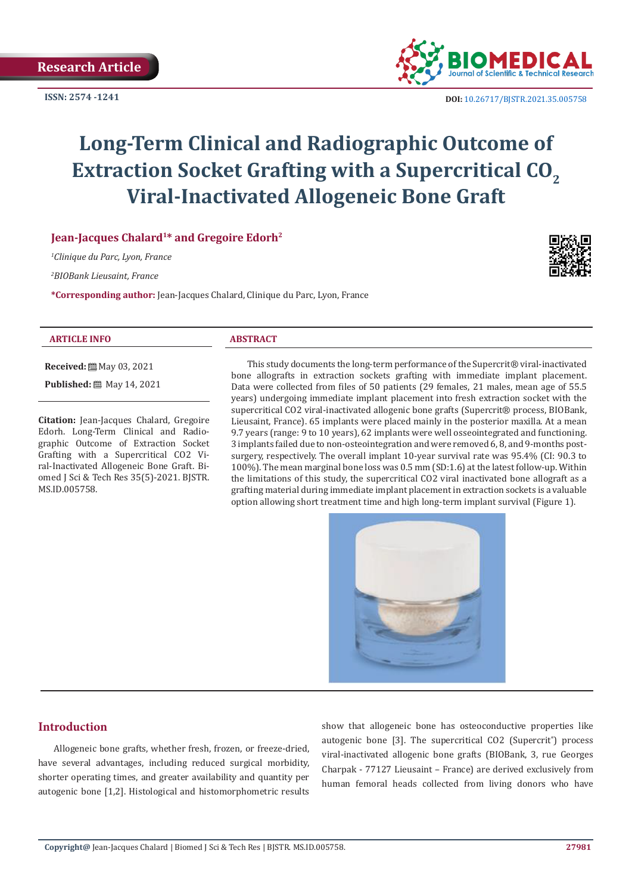Research Article

ISSN: 2574 -1241

DOI: 10.26717/BJSTR.2021.35.005758

# Long-Term Clinical and Radiographic Outcome of Extraction Socket Grafting with a Supercritical $CO_2$ Viral-Inactivated Allogeneic Bone Graft

**Jean-Jacques Chalard[1]* and Gregoire Edorh[2]**

*[1]Clinique du Parc, Lyon, France*

*[2]BIOBank Lieusaint, France*

***Corresponding author:** Jean-Jacques Chalard, Clinique du Parc, Lyon, France

### ARTICLE INFO

**Received:** May 03, 2021

**Published:** May 14, 2021

**Citation:** Jean-Jacques Chalard, Gregoire Edorh. Long-Term Clinical and Radiographic Outcome of Extraction Socket Grafting with a Supercritical CO2 Viral-Inactivated Allogeneic Bone Graft. Biomed J Sci & Tech Res 35(5)-2021. BJSTR. MS.ID.005758.

### ABSTRACT

This study documents the long-term performance of the Supercrit® viral-inactivated bone allografts in extraction sockets grafting with immediate implant placement. Data were collected from files of 50 patients (29 females, 21 males, mean age of 55.5 years) undergoing immediate implant placement into fresh extraction socket with the supercritical CO2 viral-inactivated allogenic bone grafts (Supercrit® process, BIOBank, Lieusaint, France). 65 implants were placed mainly in the posterior maxilla. At a mean 9.7 years (range: 9 to 10 years), 62 implants were well osseointegrated and functioning. 3 implants failed due to non-osteointegration and were removed 6, 8, and 9-months post-surgery, respectively. The overall implant 10-year survival rate was 95.4% (CI: 90.3 to 100%). The mean marginal bone loss was 0.5 mm (SD:1.6) at the latest follow-up. Within the limitations of this study, the supercritical CO2 viral inactivated bone allograft as a grafting material during immediate implant placement in extraction sockets is a valuable option allowing short treatment time and high long-term implant survival (Figure 1).

## Introduction

Allogeneic bone grafts, whether fresh, frozen, or freeze-dried, have several advantages, including reduced surgical morbidity, shorter operating times, and greater availability and quantity per autogenic bone [1,2]. Histological and histomorphometric results show that allogeneic bone has osteoconductive properties like autogenic bone [3]. The supercritical CO2 (Supercrit®) process viral-inactivated allogenic bone grafts (BIOBank, 3, rue Georges Charpak - 77127 Lieusaint – France) are derived exclusively from human femoral heads collected from living donors who have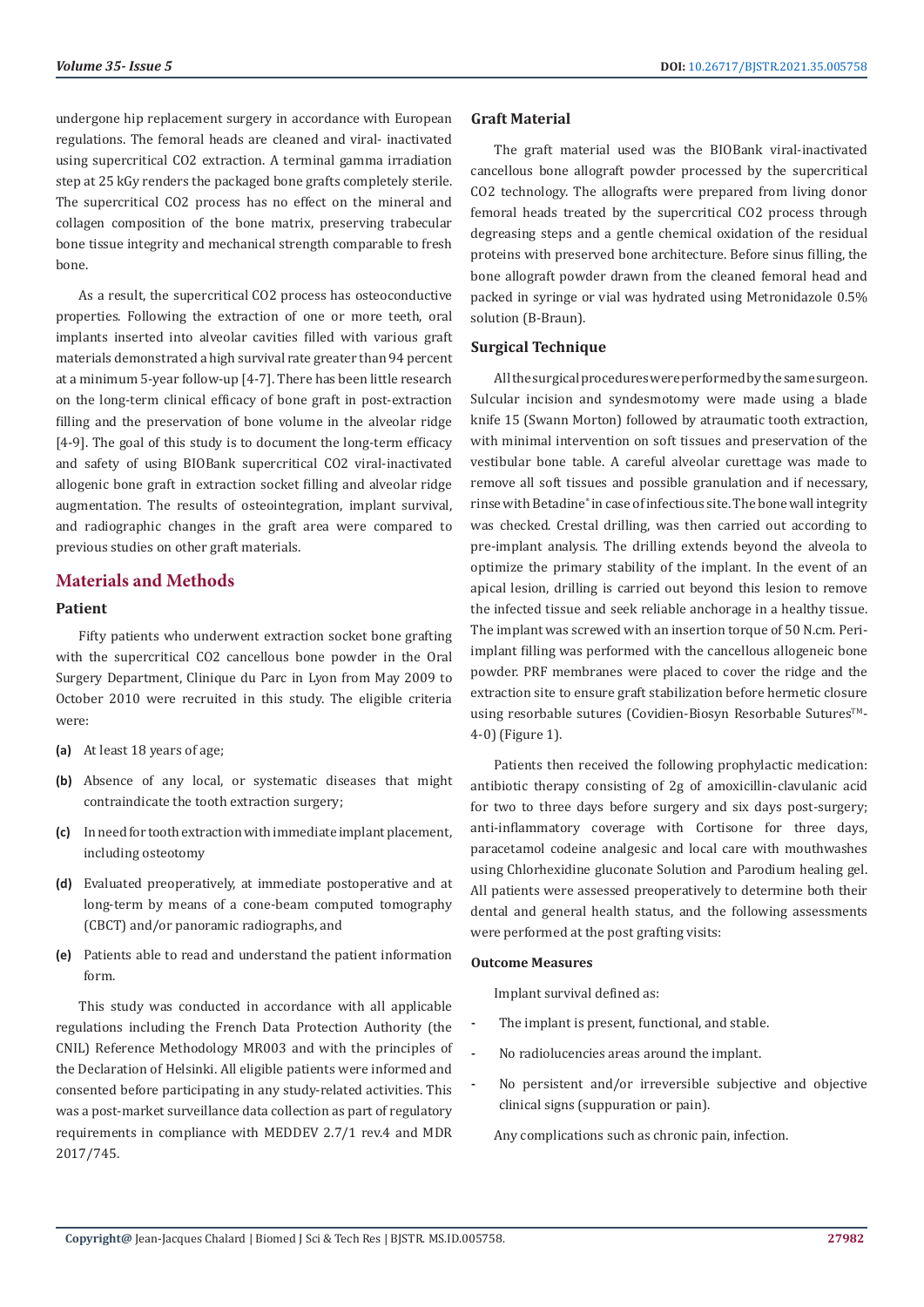undergone hip replacement surgery in accordance with European regulations. The femoral heads are cleaned and viral- inactivated using supercritical $CO_2$ extraction. A terminal gamma irradiation step at 25 kGy renders the packaged bone grafts completely sterile. The supercritical $CO_2$ process has no effect on the mineral and collagen composition of the bone matrix, preserving trabecular bone tissue integrity and mechanical strength comparable to fresh bone.

As a result, the supercritical $CO_2$ process has osteoconductive properties. Following the extraction of one or more teeth, oral implants inserted into alveolar cavities filled with various graft materials demonstrated a high survival rate greater than 94 percent at a minimum 5-year follow-up [4-7]. There has been little research on the long-term clinical efficacy of bone graft in post-extraction filling and the preservation of bone volume in the alveolar ridge [4-9]. The goal of this study is to document the long-term efficacy and safety of using BIOBank supercritical $CO_2$ viral-inactivated allogenic bone graft in extraction socket filling and alveolar ridge augmentation. The results of osteointegration, implant survival, and radiographic changes in the graft area were compared to previous studies on other graft materials.

## Materials and Methods

### Patient

Fifty patients who underwent extraction socket bone grafting with the supercritical $CO_2$ cancellous bone powder in the Oral Surgery Department, Clinique du Parc in Lyon from May 2009 to October 2010 were recruited in this study. The eligible criteria were:

**(a)** At least 18 years of age;

**(b)** Absence of any local, or systematic diseases that might contraindicate the tooth extraction surgery;

**(c)** In need for tooth extraction with immediate implant placement, including osteotomy

**(d)** Evaluated preoperatively, at immediate postoperative and at long-term by means of a cone-beam computed tomography (CBCT) and/or panoramic radiographs, and

**(e)** Patients able to read and understand the patient information form.

This study was conducted in accordance with all applicable regulations including the French Data Protection Authority (the CNIL) Reference Methodology MR003 and with the principles of the Declaration of Helsinki. All eligible patients were informed and consented before participating in any study-related activities. This was a post-market surveillance data collection as part of regulatory requirements in compliance with MEDDEV 2.7/1 rev.4 and MDR 2017/745.

### Graft Material

The graft material used was the BIOBank viral-inactivated cancellous bone allograft powder processed by the supercritical $CO_2$ technology. The allografts were prepared from living donor femoral heads treated by the supercritical $CO_2$ process through degreasing steps and a gentle chemical oxidation of the residual proteins with preserved bone architecture. Before sinus filling, the bone allograft powder drawn from the cleaned femoral head and packed in syringe or vial was hydrated using Metronidazole 0.5% solution (B-Braun).

### Surgical Technique

All the surgical procedures were performed by the same surgeon. Sulcular incision and syndesmotomy were made using a blade knife 15 (Swann Morton) followed by atraumatic tooth extraction, with minimal intervention on soft tissues and preservation of the vestibular bone table. A careful alveolar curettage was made to remove all soft tissues and possible granulation and if necessary, rinse with Betadine® in case of infectious site. The bone wall integrity was checked. Crestal drilling, was then carried out according to pre-implant analysis. The drilling extends beyond the alveola to optimize the primary stability of the implant. In the event of an apical lesion, drilling is carried out beyond this lesion to remove the infected tissue and seek reliable anchorage in a healthy tissue. The implant was screwed with an insertion torque of 50 N.cm. Peri-implant filling was performed with the cancellous allogeneic bone powder. PRF membranes were placed to cover the ridge and the extraction site to ensure graft stabilization before hermetic closure using resorbable sutures (Covidien-Biosyn Resorbable Sutures™-4-0) (Figure 1).

Patients then received the following prophylactic medication: antibiotic therapy consisting of 2g of amoxicillin-clavulanic acid for two to three days before surgery and six days post-surgery; anti-inflammatory coverage with Cortisone for three days, paracetamol codeine analgesic and local care with mouthwashes using Chlorhexidine gluconate Solution and Parodium healing gel. All patients were assessed preoperatively to determine both their dental and general health status, and the following assessments were performed at the post grafting visits:

#### Outcome Measures

Implant survival defined as:

- The implant is present, functional, and stable.
- No radiolucencies areas around the implant.
- No persistent and/or irreversible subjective and objective clinical signs (suppuration or pain).

Any complications such as chronic pain, infection.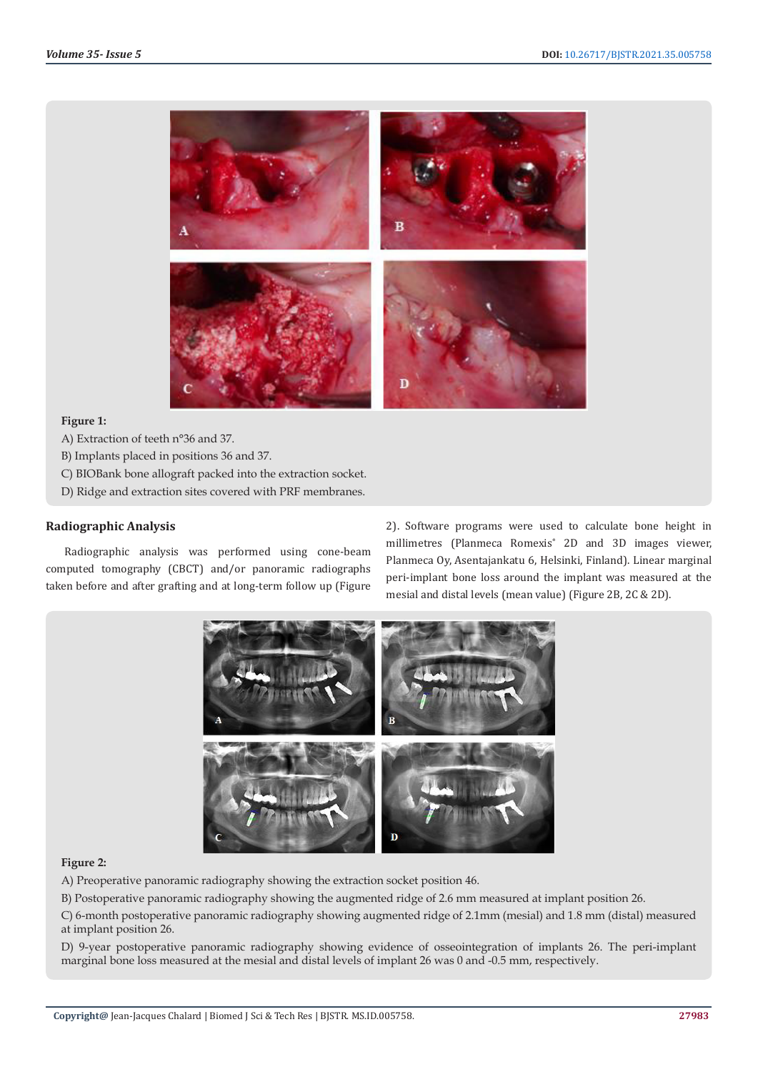**Figure 1:**

A) Extraction of teeth n°36 and 37.

B) Implants placed in positions 36 and 37.

C) BIOBank bone allograft packed into the extraction socket.

D) Ridge and extraction sites covered with PRF membranes.

## Radiographic Analysis

Radiographic analysis was performed using cone-beam computed tomography (CBCT) and/or panoramic radiographs taken before and after grafting and at long-term follow up (Figure 2). Software programs were used to calculate bone height in millimetres (Planmeca Romexis® 2D and 3D images viewer, Planmeca Oy, Asentajankatu 6, Helsinki, Finland). Linear marginal peri-implant bone loss around the implant was measured at the mesial and distal levels (mean value) (Figure 2B, 2C & 2D).

**Figure 2:**

A) Preoperative panoramic radiography showing the extraction socket position 46.

B) Postoperative panoramic radiography showing the augmented ridge of 2.6 mm measured at implant position 26.

C) 6-month postoperative panoramic radiography showing augmented ridge of 2.1mm (mesial) and 1.8 mm (distal) measured at implant position 26.

D) 9-year postoperative panoramic radiography showing evidence of osseointegration of implants 26. The peri-implant marginal bone loss measured at the mesial and distal levels of implant 26 was 0 and -0.5 mm, respectively.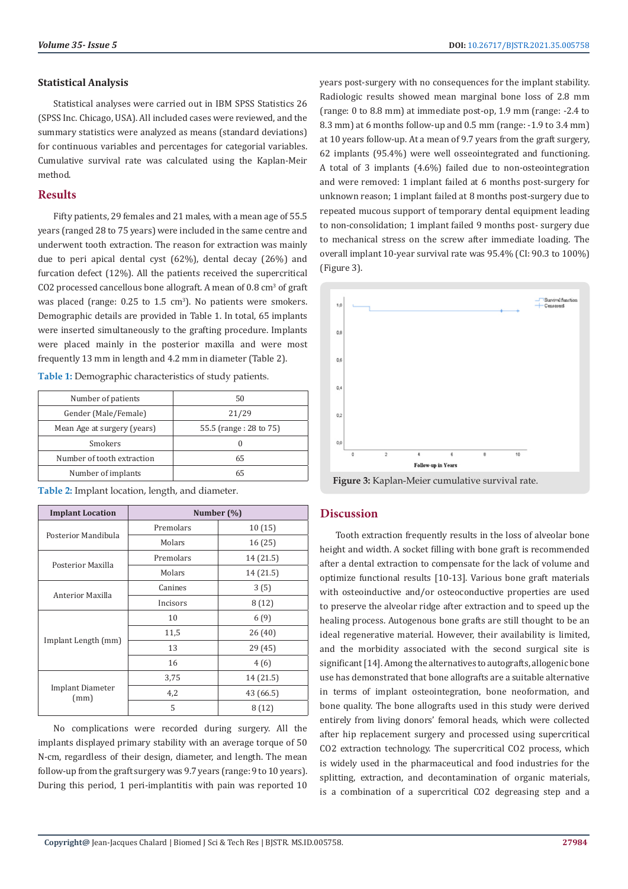### Statistical Analysis

Statistical analyses were carried out in IBM SPSS Statistics 26 (SPSS Inc. Chicago, USA). All included cases were reviewed, and the summary statistics were analyzed as means (standard deviations) for continuous variables and percentages for categorial variables. Cumulative survival rate was calculated using the Kaplan-Meir method.

## Results

Fifty patients, 29 females and 21 males, with a mean age of 55.5 years (ranged 28 to 75 years) were included in the same centre and underwent tooth extraction. The reason for extraction was mainly due to peri apical dental cyst (62%), dental decay (26%) and furcation defect (12%). All the patients received the supercritical $CO_2$ processed cancellous bone allograft. A mean of 0.8 $cm^3$ of graft was placed (range: 0.25 to 1.5 $cm^3$). No patients were smokers. Demographic details are provided in Table 1. In total, 65 implants were inserted simultaneously to the grafting procedure. Implants were placed mainly in the posterior maxilla and were most frequently 13 mm in length and 4.2 mm in diameter (Table 2).

**Table 1:** Demographic characteristics of study patients.

| | |
|---|---|
| Number of patients | 50 |
| Gender (Male/Female) | 21/29 |
| Mean Age at surgery (years) | 55.5 (range : 28 to 75) |
| Smokers | 0 |
| Number of tooth extraction | 65 |
| Number of implants | 65 |

**Table 2:** Implant location, length, and diameter.

| Implant Location | Number (%) | |
|---|---|---|
| Posterior Mandibula | Premolars | 10 (15) |
| | Molars | 16 (25) |
| Posterior Maxilla | Premolars | 14 (21.5) |
| | Molars | 14 (21.5) |
| Anterior Maxilla | Canines | 3 (5) |
| | Incisors | 8 (12) |
| Implant Length (mm) | 10 | 6 (9) |
| | 11,5 | 26 (40) |
| | 13 | 29 (45) |
| | 16 | 4 (6) |
| Implant Diameter (mm) | 3,75 | 14 (21.5) |
| | 4,2 | 43 (66.5) |
| | 5 | 8 (12) |

No complications were recorded during surgery. All the implants displayed primary stability with an average torque of 50 N-cm, regardless of their design, diameter, and length. The mean follow-up from the graft surgery was 9.7 years (range: 9 to 10 years). During this period, 1 peri-implantitis with pain was reported 10 years post-surgery with no consequences for the implant stability. Radiologic results showed mean marginal bone loss of 2.8 mm (range: 0 to 8.8 mm) at immediate post-op, 1.9 mm (range: -2.4 to 8.3 mm) at 6 months follow-up and 0.5 mm (range: -1.9 to 3.4 mm) at 10 years follow-up. At a mean of 9.7 years from the graft surgery, 62 implants (95.4%) were well osseointegrated and functioning. A total of 3 implants (4.6%) failed due to non-osteointegration and were removed: 1 implant failed at 6 months post-surgery for unknown reason; 1 implant failed at 8 months post-surgery due to repeated mucous support of temporary dental equipment leading to non-consolidation; 1 implant failed 9 months post- surgery due to mechanical stress on the screw after immediate loading. The overall implant 10-year survival rate was 95.4% (CI: 90.3 to 100%) (Figure 3).

**Figure 3:** Kaplan-Meier cumulative survival rate.

## Discussion

Tooth extraction frequently results in the loss of alveolar bone height and width. A socket filling with bone graft is recommended after a dental extraction to compensate for the lack of volume and optimize functional results [10-13]. Various bone graft materials with osteoinductive and/or osteoconductive properties are used to preserve the alveolar ridge after extraction and to speed up the healing process. Autogenous bone grafts are still thought to be an ideal regenerative material. However, their availability is limited, and the morbidity associated with the second surgical site is significant [14]. Among the alternatives to autografts, allogenic bone use has demonstrated that bone allografts are a suitable alternative in terms of implant osteointegration, bone neoformation, and bone quality. The bone allografts used in this study were derived entirely from living donors' femoral heads, which were collected after hip replacement surgery and processed using supercritical $CO_2$ extraction technology. The supercritical $CO_2$ process, which is widely used in the pharmaceutical and food industries for the splitting, extraction, and decontamination of organic materials, is a combination of a supercritical $CO_2$ degreasing step and a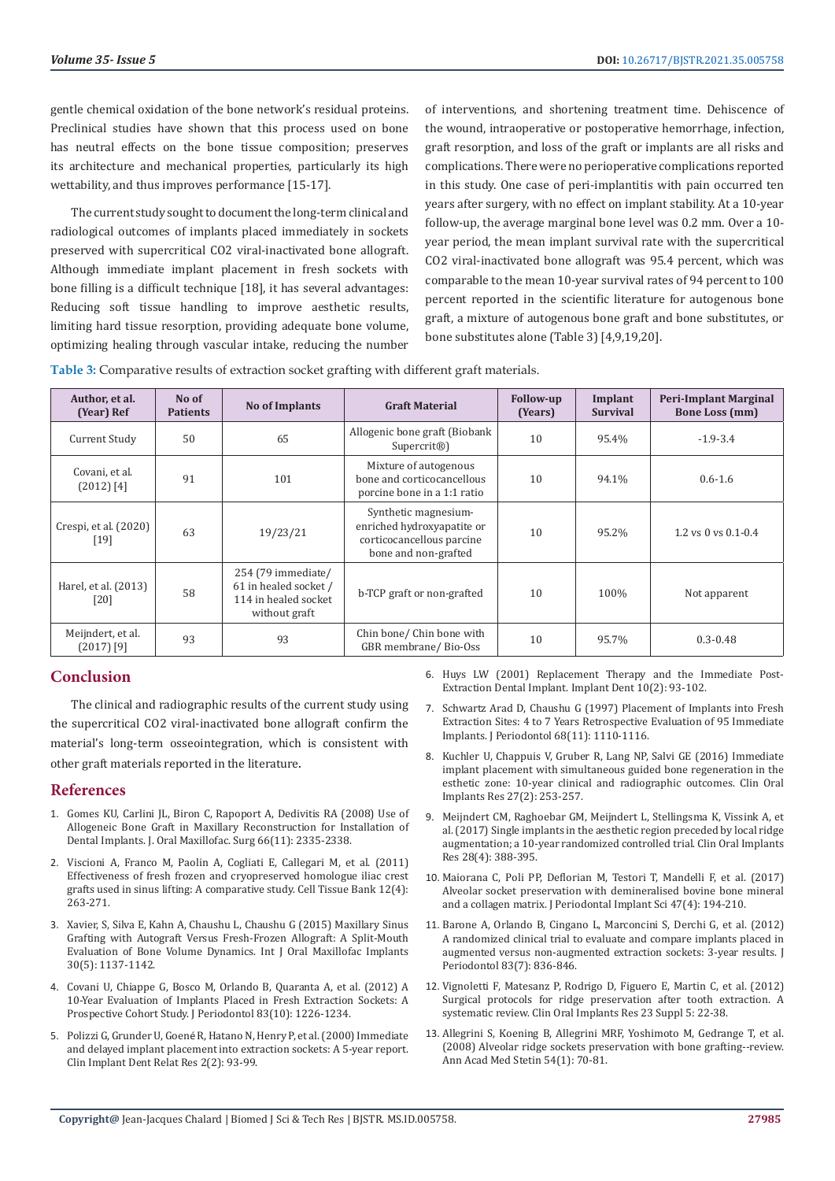gentle chemical oxidation of the bone network's residual proteins. Preclinical studies have shown that this process used on bone has neutral effects on the bone tissue composition; preserves its architecture and mechanical properties, particularly its high wettability, and thus improves performance [15-17].

The current study sought to document the long-term clinical and radiological outcomes of implants placed immediately in sockets preserved with supercritical CO2 viral-inactivated bone allograft. Although immediate implant placement in fresh sockets with bone filling is a difficult technique [18], it has several advantages: Reducing soft tissue handling to improve aesthetic results, limiting hard tissue resorption, providing adequate bone volume, optimizing healing through vascular intake, reducing the number of interventions, and shortening treatment time. Dehiscence of the wound, intraoperative or postoperative hemorrhage, infection, graft resorption, and loss of the graft or implants are all risks and complications. There were no perioperative complications reported in this study. One case of peri-implantitis with pain occurred ten years after surgery, with no effect on implant stability. At a 10-year follow-up, the average marginal bone level was 0.2 mm. Over a 10-year period, the mean implant survival rate with the supercritical CO2 viral-inactivated bone allograft was 95.4 percent, which was comparable to the mean 10-year survival rates of 94 percent to 100 percent reported in the scientific literature for autogenous bone graft, a mixture of autogenous bone graft and bone substitutes, or bone substitutes alone (Table 3) [4,9,19,20].

**Table 3:** Comparative results of extraction socket grafting with different graft materials.

| Author, et al. (Year) Ref | No of Patients | No of Implants | Graft Material | Follow-up (Years) | Implant Survival | Peri-Implant Marginal Bone Loss (mm) |
|---|---|---|---|---|---|---|
| Current Study | 50 | 65 | Allogenic bone graft (Biobank Supercrit®) | 10 | 95.4% | -1.9-3.4 |
| Covani, et al. (2012) [4] | 91 | 101 | Mixture of autogenous bone and corticocancellous porcine bone in a 1:1 ratio | 10 | 94.1% | 0.6-1.6 |
| Crespi, et al. (2020) [19] | 63 | 19/23/21 | Synthetic magnesium-enriched hydroxyapatite or corticocancellous parcine bone and non-grafted | 10 | 95.2% | 1.2 vs 0 vs 0.1-0.4 |
| Harel, et al. (2013) [20] | 58 | 254 (79 immediate/ 61 in healed socket / 114 in healed socket without graft | b-TCP graft or non-grafted | 10 | 100% | Not apparent |
| Meijndert, et al. (2017) [9] | 93 | 93 | Chin bone/ Chin bone with GBR membrane/ Bio-Oss | 10 | 95.7% | 0.3-0.48 |

## Conclusion

The clinical and radiographic results of the current study using the supercritical CO2 viral-inactivated bone allograft confirm the material's long-term osseointegration, which is consistent with other graft materials reported in the literature.

## References

1. Gomes KU, Carlini JL, Biron C, Rapoport A, Dedivitis RA (2008) Use of Allogeneic Bone Graft in Maxillary Reconstruction for Installation of Dental Implants. J. Oral Maxillofac. Surg 66(11): 2335-2338.
2. Viscioni A, Franco M, Paolin A, Cogliati E, Callegari M, et al. (2011) Effectiveness of fresh frozen and cryopreserved homologue iliac crest grafts used in sinus lifting: A comparative study. Cell Tissue Bank 12(4): 263-271.
3. Xavier, S, Silva E, Kahn A, Chaushu L, Chaushu G (2015) Maxillary Sinus Grafting with Autograft Versus Fresh-Frozen Allograft: A Split-Mouth Evaluation of Bone Volume Dynamics. Int J Oral Maxillofac Implants 30(5): 1137-1142.
4. Covani U, Chiappe G, Bosco M, Orlando B, Quaranta A, et al. (2012) A 10-Year Evaluation of Implants Placed in Fresh Extraction Sockets: A Prospective Cohort Study. J Periodontol 83(10): 1226-1234.
5. Polizzi G, Grunder U, Goené R, Hatano N, Henry P, et al. (2000) Immediate and delayed implant placement into extraction sockets: A 5-year report. Clin Implant Dent Relat Res 2(2): 93-99.
6. Huys LW (2001) Replacement Therapy and the Immediate Post-Extraction Dental Implant. Implant Dent 10(2): 93-102.
7. Schwartz Arad D, Chaushu G (1997) Placement of Implants into Fresh Extraction Sites: 4 to 7 Years Retrospective Evaluation of 95 Immediate Implants. J Periodontol 68(11): 1110-1116.
8. Kuchler U, Chappuis V, Gruber R, Lang NP, Salvi GE (2016) Immediate implant placement with simultaneous guided bone regeneration in the esthetic zone: 10-year clinical and radiographic outcomes. Clin Oral Implants Res 27(2): 253-257.
9. Meijndert CM, Raghoebar GM, Meijndert L, Stellingsma K, Vissink A, et al. (2017) Single implants in the aesthetic region preceded by local ridge augmentation; a 10-year randomized controlled trial. Clin Oral Implants Res 28(4): 388-395.
10. Maiorana C, Poli PP, Deflorian M, Testori T, Mandelli F, et al. (2017) Alveolar socket preservation with demineralised bovine bone mineral and a collagen matrix. J Periodontal Implant Sci 47(4): 194-210.
11. Barone A, Orlando B, Cingano L, Marconcini S, Derchi G, et al. (2012) A randomized clinical trial to evaluate and compare implants placed in augmented versus non-augmented extraction sockets: 3-year results. J Periodontol 83(7): 836-846.
12. Vignoletti F, Matesanz P, Rodrigo D, Figuero E, Martin C, et al. (2012) Surgical protocols for ridge preservation after tooth extraction. A systematic review. Clin Oral Implants Res 23 Suppl 5: 22-38.
13. Allegrini S, Koening B, Allegrini MRF, Yoshimoto M, Gedrange T, et al. (2008) Alveolar ridge sockets preservation with bone grafting--review. Ann Acad Med Stetin 54(1): 70-81.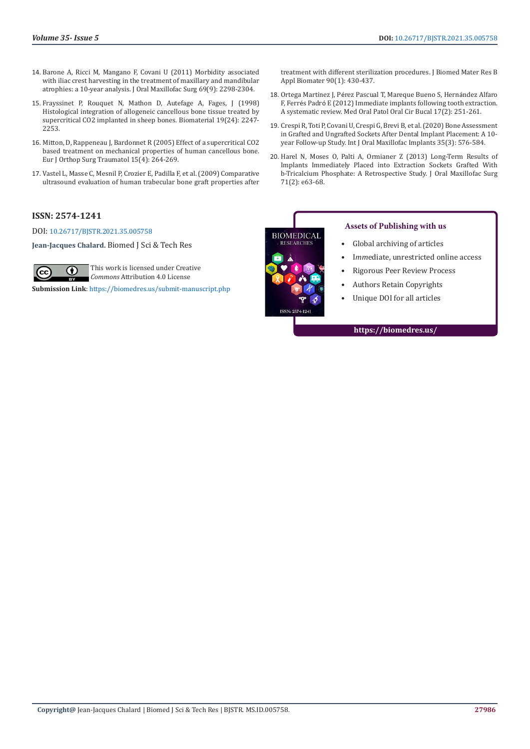14. Barone A, Ricci M, Mangano F, Covani U (2011) Morbidity associated with iliac crest harvesting in the treatment of maxillary and mandibular atrophies: a 10-year analysis. J Oral Maxillofac Surg 69(9): 2298-2304.
15. Frayssinet P, Rouquet N, Mathon D, Autefage A, Fages, J (1998) Histological integration of allogeneic cancellous bone tissue treated by supercritical CO2 implanted in sheep bones. Biomaterial 19(24): 2247-2253.
16. Mitton, D, Rappeneau J, Bardonnet R (2005) Effect of a supercritical CO2 based treatment on mechanical properties of human cancellous bone. Eur J Orthop Surg Traumatol 15(4): 264-269.
17. Vastel L, Masse C, Mesnil P, Crozier E, Padilla F, et al. (2009) Comparative ultrasound evaluation of human trabecular bone graft properties after treatment with different sterilization procedures. J Biomed Mater Res B Appl Biomater 90(1): 430-437.
18. Ortega Martínez J, Pérez Pascual T, Mareque Bueno S, Hernández Alfaro F, Ferrés Padró E (2012) Immediate implants following tooth extraction. A systematic review. Med Oral Patol Oral Cir Bucal 17(2): 251-261.
19. Crespi R, Toti P, Covani U, Crespi G, Brevi B, et al. (2020) Bone Assessment in Grafted and Ungrafted Sockets After Dental Implant Placement: A 10-year Follow-up Study. Int J Oral Maxillofac Implants 35(3): 576-584.
20. Harel N, Moses O, Palti A, Ormianer Z (2013) Long-Term Results of Implants Immediately Placed into Extraction Sockets Grafted With b-Tricalcium Phosphate: A Retrospective Study. J Oral Maxillofac Surg 71(2): e63-68.

**ISSN: 2574-1241**

DOI: 10.26717/BJSTR.2021.35.005758

**Jean-Jacques Chalard.** Biomed J Sci & Tech Res

This work is licensed under Creative *Commons* Attribution 4.0 License

**Submission Link**: https://biomedres.us/submit-manuscript.php

**Assets of Publishing with us**

- Global archiving of articles
- Immediate, unrestricted online access
- Rigorous Peer Review Process
- Authors Retain Copyrights
- Unique DOI for all articles

**https://biomedres.us/**